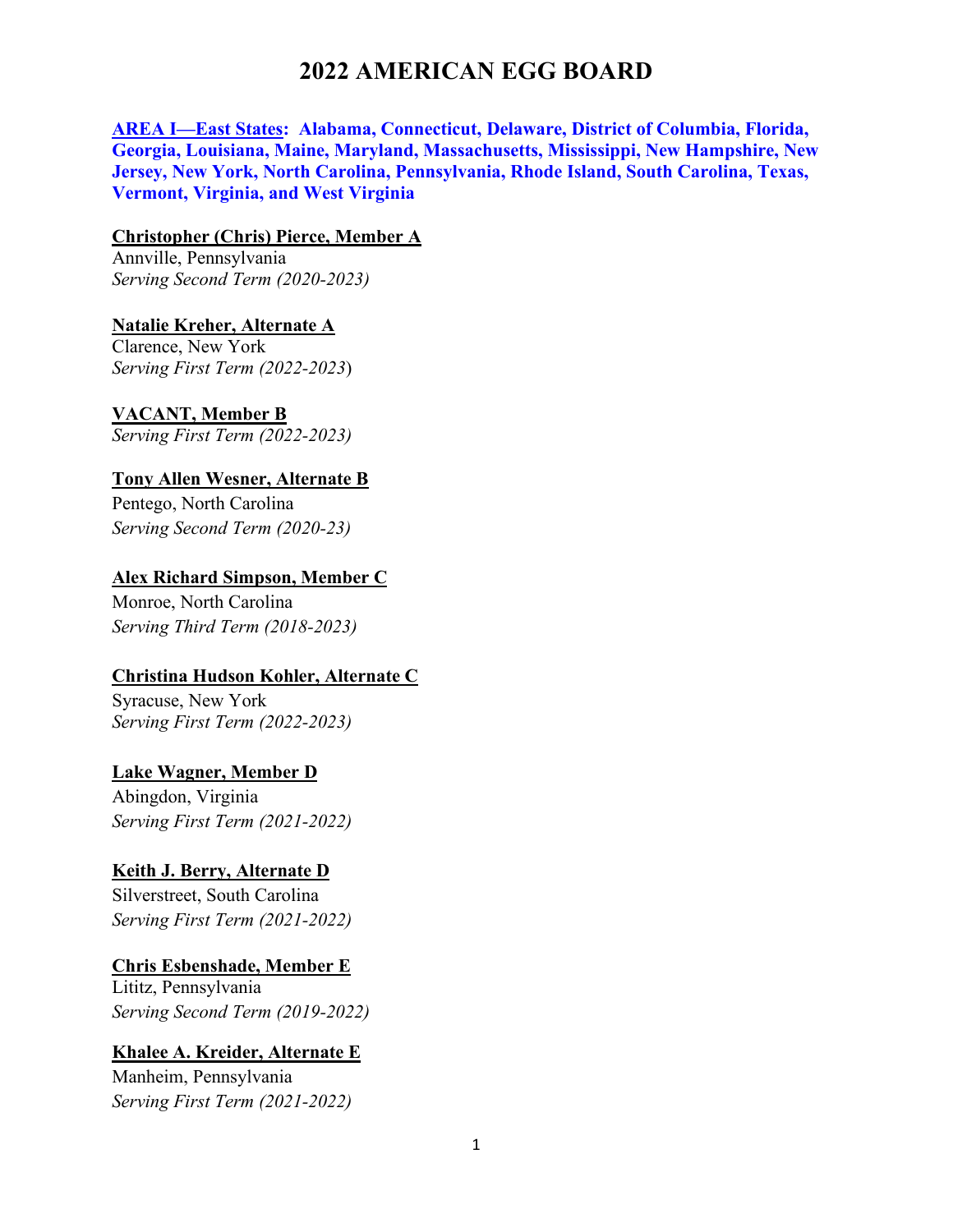# 2022 AMERICAN EGG BOARD

**AREA I—East States: Alabama, Connecticut, Delaware, District of Columbia, Florida, Georgia, Louisiana, Maine, Maryland, Massachusetts, Mississippi, New Hampshire, New Jersey, New York, North Carolina, Pennsylvania, Rhode Island, South Carolina, Texas, Vermont, Virginia, and West Virginia**

**Christopher (Chris) Pierce, Member A**
Annville, Pennsylvania
*Serving Second Term (2020-2023)*

**Natalie Kreher, Alternate A**
Clarence, New York
*Serving First Term (2022-2023)*

**VACANT, Member B**
*Serving First Term (2022-2023)*

**Tony Allen Wesner, Alternate B**
Pentego, North Carolina
*Serving Second Term (2020-23)*

**Alex Richard Simpson, Member C**
Monroe, North Carolina
*Serving Third Term (2018-2023)*

**Christina Hudson Kohler, Alternate C**
Syracuse, New York
*Serving First Term (2022-2023)*

**Lake Wagner, Member D**
Abingdon, Virginia
*Serving First Term (2021-2022)*

**Keith J. Berry, Alternate D**
Silverstreet, South Carolina
*Serving First Term (2021-2022)*

**Chris Esbenshade, Member E**
Lititz, Pennsylvania
*Serving Second Term (2019-2022)*

**Khalee A. Kreider, Alternate E**
Manheim, Pennsylvania
*Serving First Term (2021-2022)*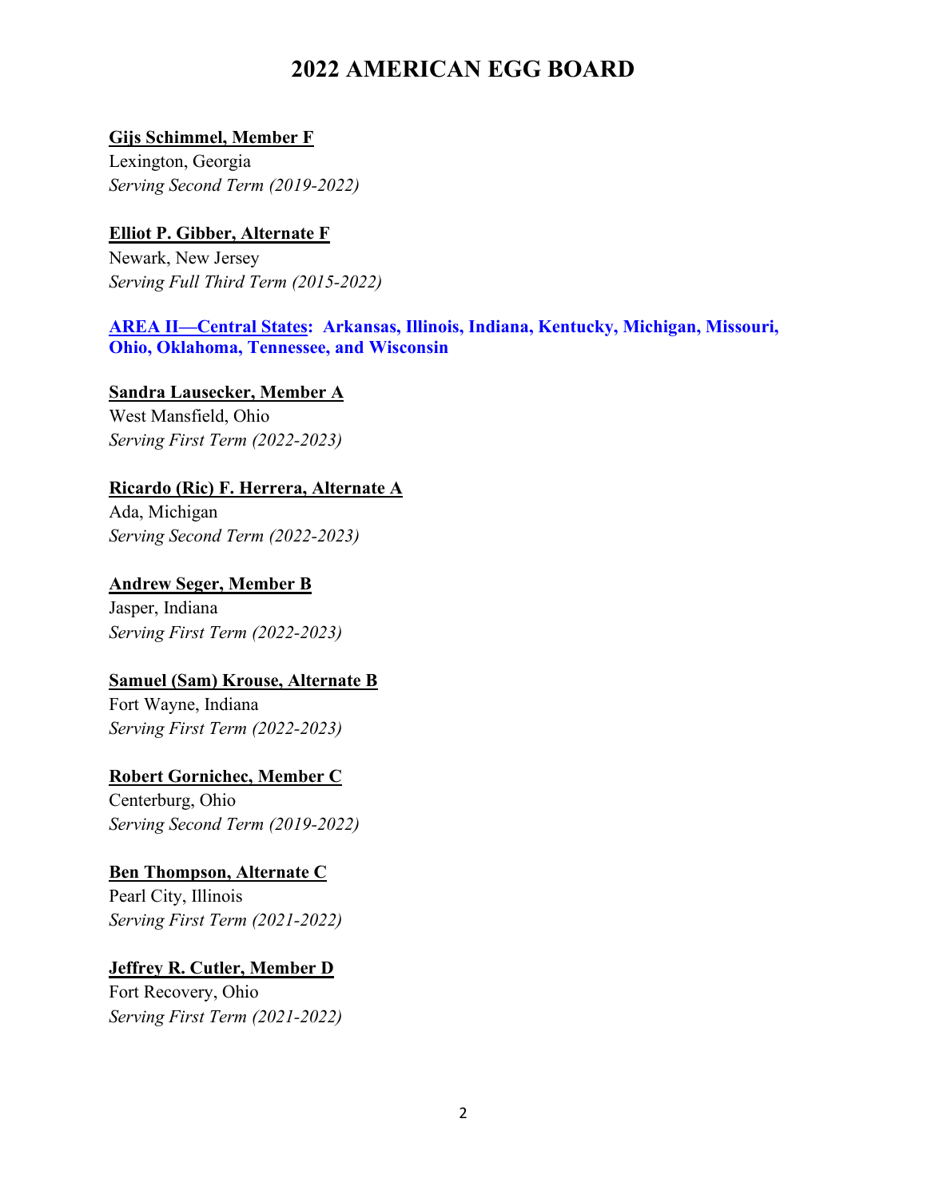# 2022 AMERICAN EGG BOARD

**Gijs Schimmel, Member F**
Lexington, Georgia
*Serving Second Term (2019-2022)*

**Elliot P. Gibber, Alternate F**
Newark, New Jersey
*Serving Full Third Term (2015-2022)*

## AREA II—Central States: Arkansas, Illinois, Indiana, Kentucky, Michigan, Missouri, Ohio, Oklahoma, Tennessee, and Wisconsin

**Sandra Lausecker, Member A**
West Mansfield, Ohio
*Serving First Term (2022-2023)*

**Ricardo (Ric) F. Herrera, Alternate A**
Ada, Michigan
*Serving Second Term (2022-2023)*

**Andrew Seger, Member B**
Jasper, Indiana
*Serving First Term (2022-2023)*

**Samuel (Sam) Krouse, Alternate B**
Fort Wayne, Indiana
*Serving First Term (2022-2023)*

**Robert Gornichec, Member C**
Centerburg, Ohio
*Serving Second Term (2019-2022)*

**Ben Thompson, Alternate C**
Pearl City, Illinois
*Serving First Term (2021-2022)*

**Jeffrey R. Cutler, Member D**
Fort Recovery, Ohio
*Serving First Term (2021-2022)*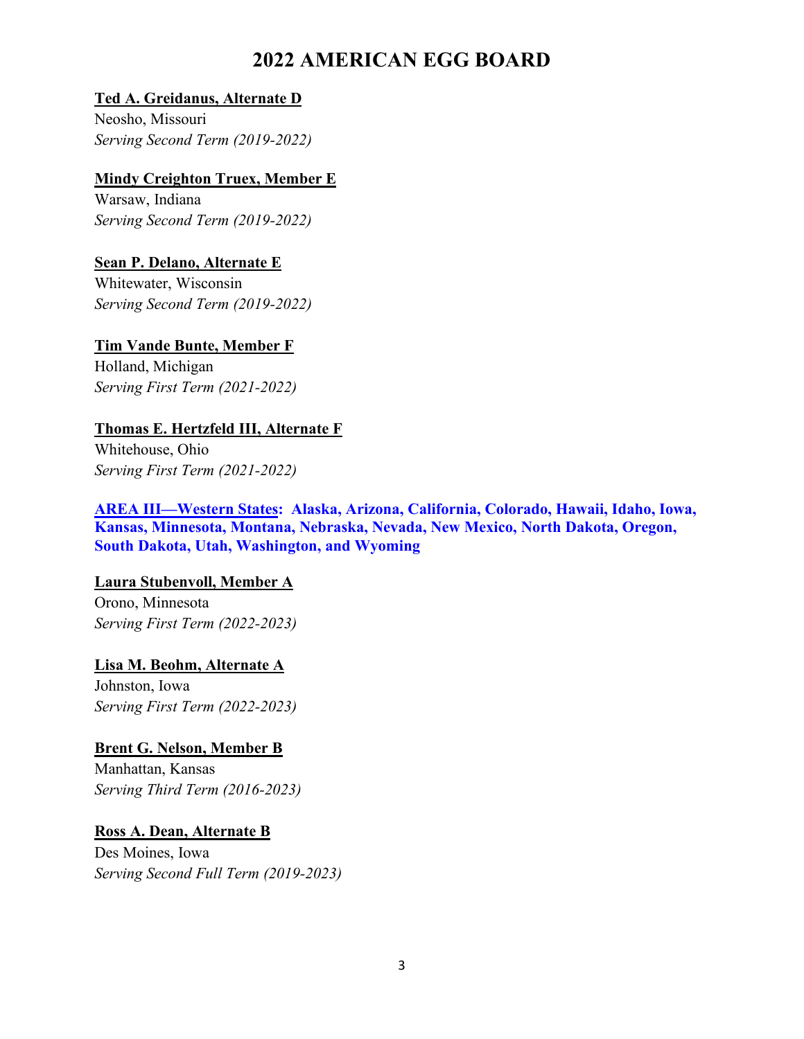# 2022 AMERICAN EGG BOARD

**Ted A. Greidanus, Alternate D**
Neosho, Missouri
*Serving Second Term (2019-2022)*

**Mindy Creighton Truex, Member E**
Warsaw, Indiana
*Serving Second Term (2019-2022)*

**Sean P. Delano, Alternate E**
Whitewater, Wisconsin
*Serving Second Term (2019-2022)*

**Tim Vande Bunte, Member F**
Holland, Michigan
*Serving First Term (2021-2022)*

**Thomas E. Hertzfeld III, Alternate F**
Whitehouse, Ohio
*Serving First Term (2021-2022)*

**AREA III—Western States: Alaska, Arizona, California, Colorado, Hawaii, Idaho, Iowa, Kansas, Minnesota, Montana, Nebraska, Nevada, New Mexico, North Dakota, Oregon, South Dakota, Utah, Washington, and Wyoming**

**Laura Stubenvoll, Member A**
Orono, Minnesota
*Serving First Term (2022-2023)*

**Lisa M. Beohm, Alternate A**
Johnston, Iowa
*Serving First Term (2022-2023)*

**Brent G. Nelson, Member B**
Manhattan, Kansas
*Serving Third Term (2016-2023)*

**Ross A. Dean, Alternate B**
Des Moines, Iowa
*Serving Second Full Term (2019-2023)*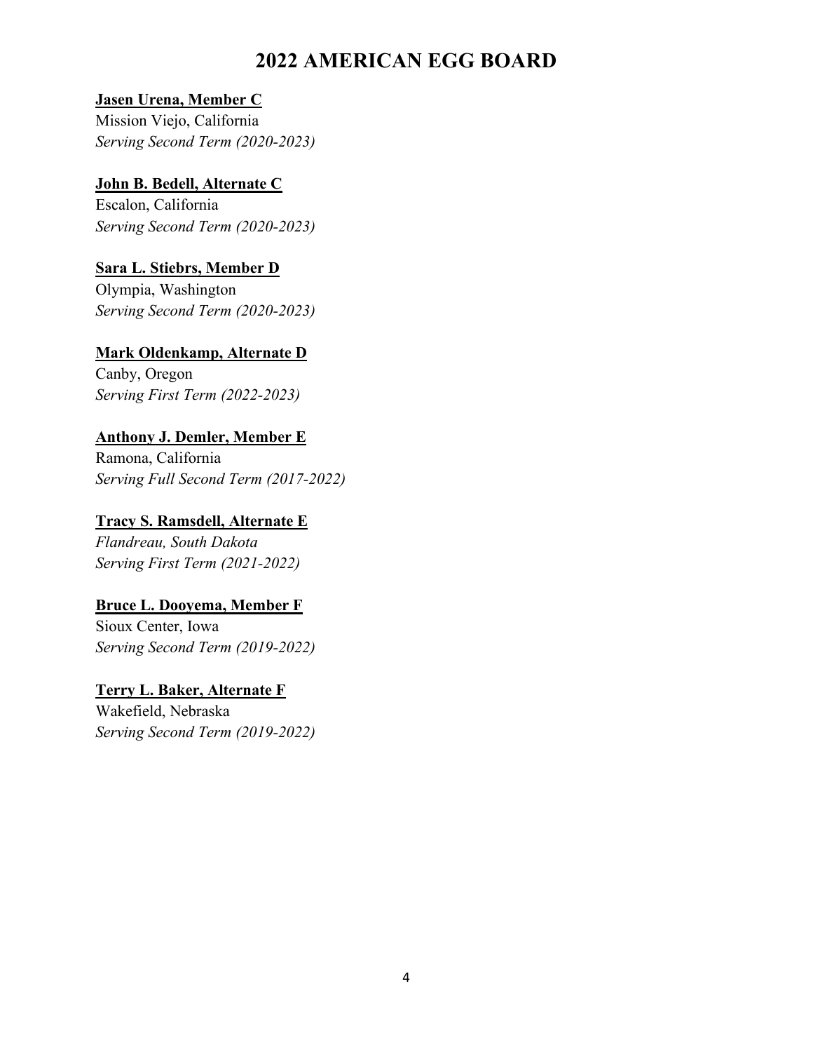# 2022 AMERICAN EGG BOARD

**Jasen Urena, Member C**
Mission Viejo, California
*Serving Second Term (2020-2023)*

**John B. Bedell, Alternate C**
Escalon, California
*Serving Second Term (2020-2023)*

**Sara L. Stiebrs, Member D**
Olympia, Washington
*Serving Second Term (2020-2023)*

**Mark Oldenkamp, Alternate D**
Canby, Oregon
*Serving First Term (2022-2023)*

**Anthony J. Demler, Member E**
Ramona, California
*Serving Full Second Term (2017-2022)*

**Tracy S. Ramsdell, Alternate E**
*Flandreau, South Dakota*
*Serving First Term (2021-2022)*

**Bruce L. Dooyema, Member F**
Sioux Center, Iowa
*Serving Second Term (2019-2022)*

**Terry L. Baker, Alternate F**
Wakefield, Nebraska
*Serving Second Term (2019-2022)*